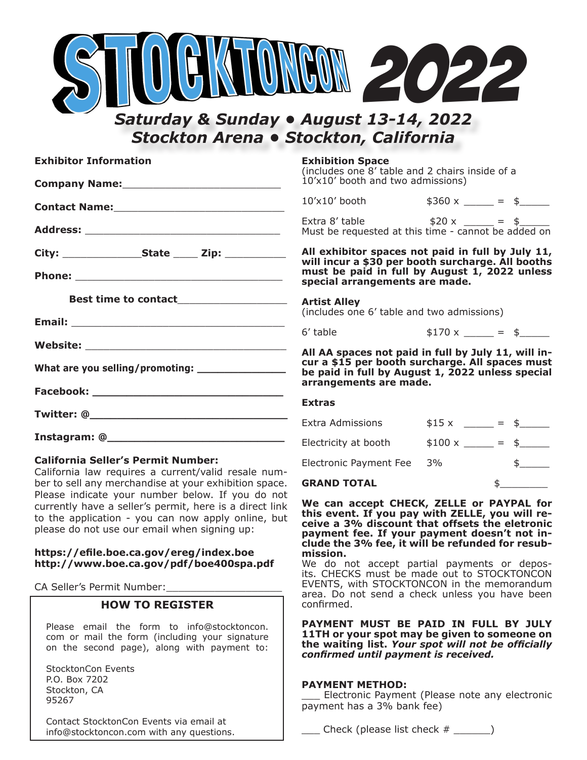# STOCKTONCON 2022

***Saturday & Sunday • August 13-14, 2022***
***Stockton Arena • Stockton, California***

## Exhibitor Information

**Company Name:**___________________________

**Contact Name:**___________________________

**Address:** ___________________________

**City:** _____________**State** ____ **Zip:** __________

**Phone:** ___________________________

**Best time to contact**__________________

**Email:** ___________________________

**Website:** ___________________________

**What are you selling/promoting:** ______________

**Facebook:** ___________________________

**Twitter: @**___________________________

**Instagram: @**___________________________

**California Seller's Permit Number:**
California law requires a current/valid resale number to sell any merchandise at your exhibition space. Please indicate your number below. If you do not currently have a seller's permit, here is a direct link to the application - you can now apply online, but please do not use our email when signing up:

**https://efile.boe.ca.gov/ereg/index.boe**
**http://www.boe.ca.gov/pdf/boe400spa.pdf**

CA Seller's Permit Number:___________________

### HOW TO REGISTER

Please email the form to info@stocktoncon.com or mail the form (including your signature on the second page), along with payment to:

StocktonCon Events
P.O. Box 7202
Stockton, CA
95267

Contact StocktonCon Events via email at info@stocktoncon.com with any questions.

## Exhibition Space

(includes one 8' table and 2 chairs inside of a 10'x10' booth and two admissions)

10'x10' booth $360 x _____ = $_____

Extra 8' table $20 x _____ = $_____
Must be requested at this time - cannot be added on

**All exhibitor spaces not paid in full by July 11, will incur a $30 per booth surcharge. All booths must be paid in full by August 1, 2022 unless special arrangements are made.**

## Artist Alley

(includes one 6' table and two admissions)

6' table $170 x _____ = $_____

**All AA spaces not paid in full by July 11, will incur a $15 per booth surcharge. All spaces must be paid in full by August 1, 2022 unless special arrangements are made.**

## Extras

Extra Admissions $15 x _____ = $_____

Electricity at booth $100 x _____ = $_____

Electronic Payment Fee 3% $_____

**GRAND TOTAL** $________

**We can accept CHECK, ZELLE or PAYPAL for this event. If you pay with ZELLE, you will receive a 3% discount that offsets the eletronic payment fee. If your payment doesn't not include the 3% fee, it will be refunded for resubmission.**
We do not accept partial payments or deposits. CHECKS must be made out to STOCKTONCON EVENTS, with STOCKTONCON in the memorandum area. Do not send a check unless you have been confirmed.

**PAYMENT MUST BE PAID IN FULL BY JULY 11TH or your spot may be given to someone on the waiting list. *Your spot will not be officially confirmed until payment is received.***

**PAYMENT METHOD:**
___ Electronic Payment (Please note any electronic payment has a 3% bank fee)

___ Check (please list check # _______)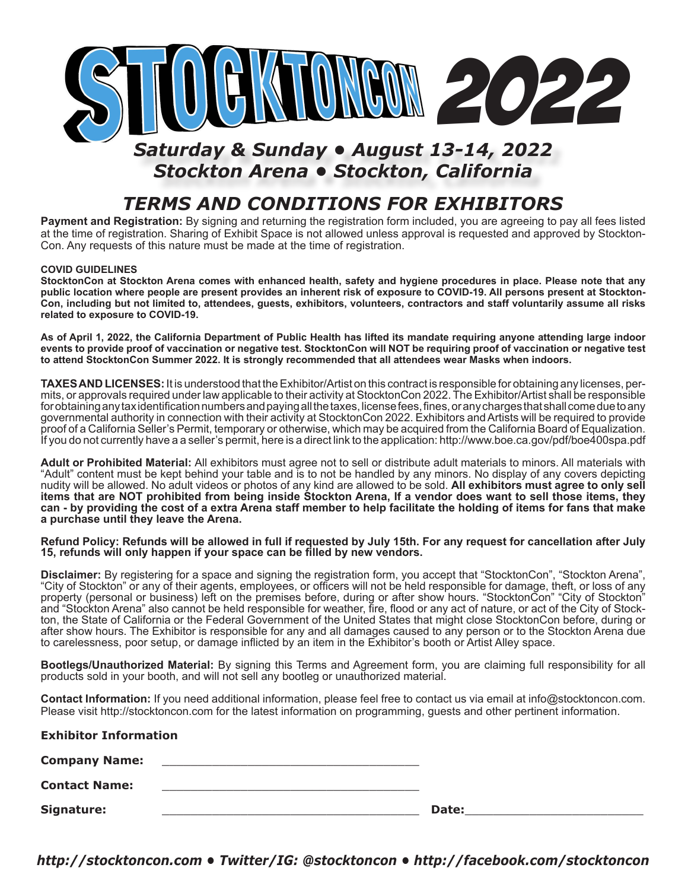# STOCKTONCON 2022

***Saturday & Sunday • August 13-14, 2022***
***Stockton Arena • Stockton, California***

## *TERMS AND CONDITIONS FOR EXHIBITORS*

**Payment and Registration:** By signing and returning the registration form included, you are agreeing to pay all fees listed at the time of registration. Sharing of Exhibit Space is not allowed unless approval is requested and approved by StocktonCon. Any requests of this nature must be made at the time of registration.

**COVID GUIDELINES**
**StocktonCon at Stockton Arena comes with enhanced health, safety and hygiene procedures in place. Please note that any public location where people are present provides an inherent risk of exposure to COVID-19. All persons present at StocktonCon, including but not limited to, attendees, guests, exhibitors, volunteers, contractors and staff voluntarily assume all risks related to exposure to COVID-19.**

**As of April 1, 2022, the California Department of Public Health has lifted its mandate requiring anyone attending large indoor events to provide proof of vaccination or negative test. StocktonCon will NOT be requiring proof of vaccination or negative test to attend StocktonCon Summer 2022. It is strongly recommended that all attendees wear Masks when indoors.**

**TAXES AND LICENSES:** It is understood that the Exhibitor/Artist on this contract is responsible for obtaining any licenses, permits, or approvals required under law applicable to their activity at StocktonCon 2022. The Exhibitor/Artist shall be responsible for obtaining any tax identification numbers and paying all the taxes, license fees, fines, or any charges that shall come due to any governmental authority in connection with their activity at StocktonCon 2022. Exhibitors and Artists will be required to provide proof of a California Seller's Permit, temporary or otherwise, which may be acquired from the California Board of Equalization. If you do not currently have a a seller's permit, here is a direct link to the application: http://www.boe.ca.gov/pdf/boe400spa.pdf

**Adult or Prohibited Material:** All exhibitors must agree not to sell or distribute adult materials to minors. All materials with "Adult" content must be kept behind your table and is to not be handled by any minors. No display of any covers depicting nudity will be allowed. No adult videos or photos of any kind are allowed to be sold. **All exhibitors must agree to only sell items that are NOT prohibited from being inside Stockton Arena, If a vendor does want to sell those items, they can - by providing the cost of a extra Arena staff member to help facilitate the holding of items for fans that make a purchase until they leave the Arena.**

**Refund Policy: Refunds will be allowed in full if requested by July 15th. For any request for cancellation after July 15, refunds will only happen if your space can be filled by new vendors.**

**Disclaimer:** By registering for a space and signing the registration form, you accept that "StocktonCon", "Stockton Arena", "City of Stockton" or any of their agents, employees, or officers will not be held responsible for damage, theft, or loss of any property (personal or business) left on the premises before, during or after show hours. "StocktonCon" "City of Stockton" and "Stockton Arena" also cannot be held responsible for weather, fire, flood or any act of nature, or act of the City of Stockton, the State of California or the Federal Government of the United States that might close StocktonCon before, during or after show hours. The Exhibitor is responsible for any and all damages caused to any person or to the Stockton Arena due to carelessness, poor setup, or damage inflicted by an item in the Exhibitor's booth or Artist Alley space.

**Bootlegs/Unauthorized Material:** By signing this Terms and Agreement form, you are claiming full responsibility for all products sold in your booth, and will not sell any bootleg or unauthorized material.

**Contact Information:** If you need additional information, please feel free to contact us via email at info@stocktoncon.com. Please visit http://stocktoncon.com for the latest information on programming, guests and other pertinent information.

**Exhibitor Information**

**Company Name:** ______________________________________

**Contact Name:** ______________________________________

**Signature:** ______________________________________ **Date:** __________________________

***http://stocktoncon.com • Twitter/IG: @stocktoncon • http://facebook.com/stocktoncon***